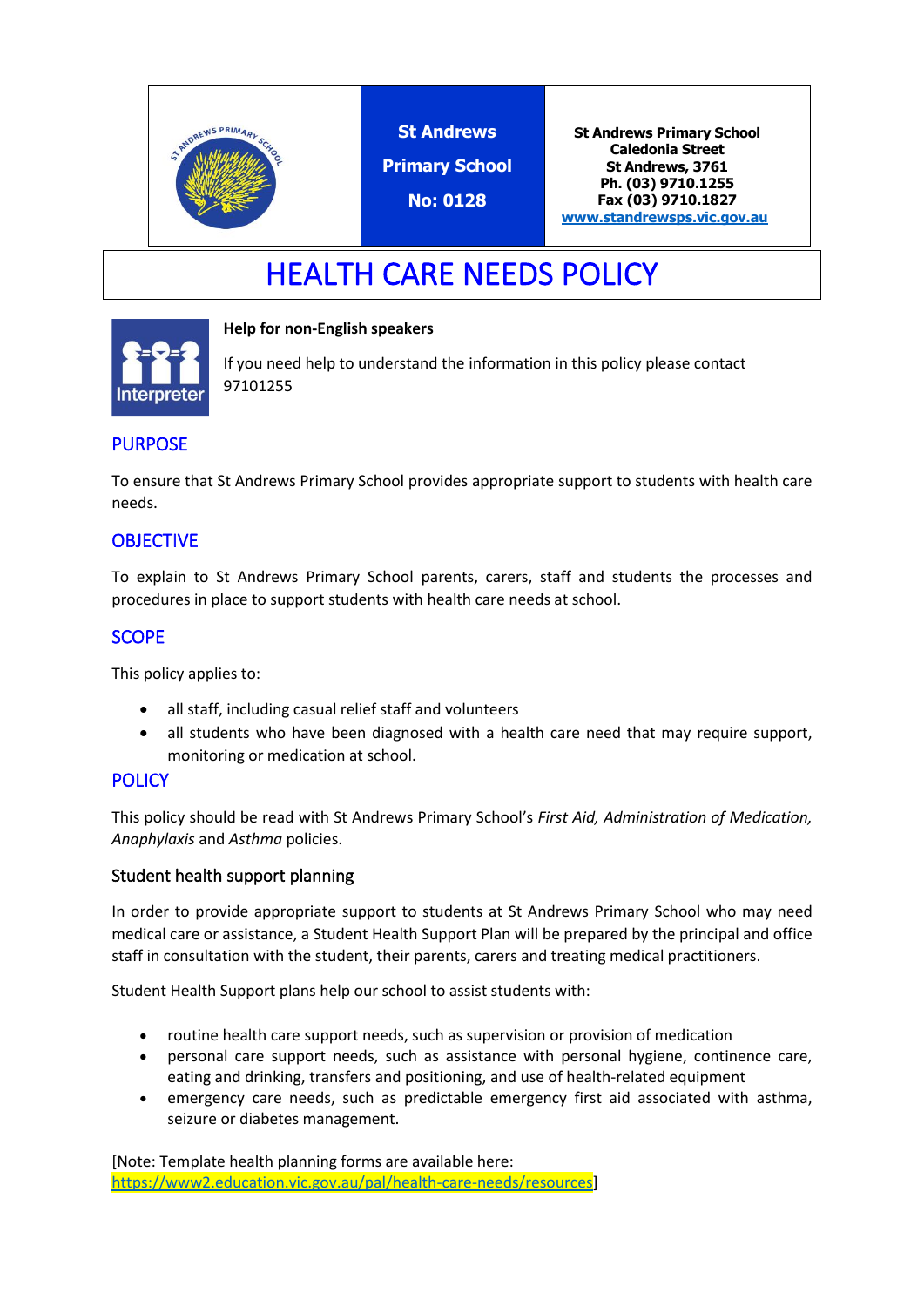| | St Andrews Primary School No: 0128 | St Andrews Primary School Caledonia Street St Andrews, 3761 Ph. (03) 9710.1255 Fax (03) 9710.1827 www.standrewsps.vic.gov.au |
|---|---|---|

# HEALTH CARE NEEDS POLICY

**Help for non-English speakers**

If you need help to understand the information in this policy please contact 97101255

## PURPOSE

To ensure that St Andrews Primary School provides appropriate support to students with health care needs.

## OBJECTIVE

To explain to St Andrews Primary School parents, carers, staff and students the processes and procedures in place to support students with health care needs at school.

## SCOPE

This policy applies to:

- all staff, including casual relief staff and volunteers
- all students who have been diagnosed with a health care need that may require support, monitoring or medication at school.

## POLICY

This policy should be read with St Andrews Primary School's *First Aid, Administration of Medication, Anaphylaxis* and *Asthma* policies.

### Student health support planning

In order to provide appropriate support to students at St Andrews Primary School who may need medical care or assistance, a Student Health Support Plan will be prepared by the principal and office staff in consultation with the student, their parents, carers and treating medical practitioners.

Student Health Support plans help our school to assist students with:

- routine health care support needs, such as supervision or provision of medication
- personal care support needs, such as assistance with personal hygiene, continence care, eating and drinking, transfers and positioning, and use of health-related equipment
- emergency care needs, such as predictable emergency first aid associated with asthma, seizure or diabetes management.

[Note: Template health planning forms are available here: https://www2.education.vic.gov.au/pal/health-care-needs/resources]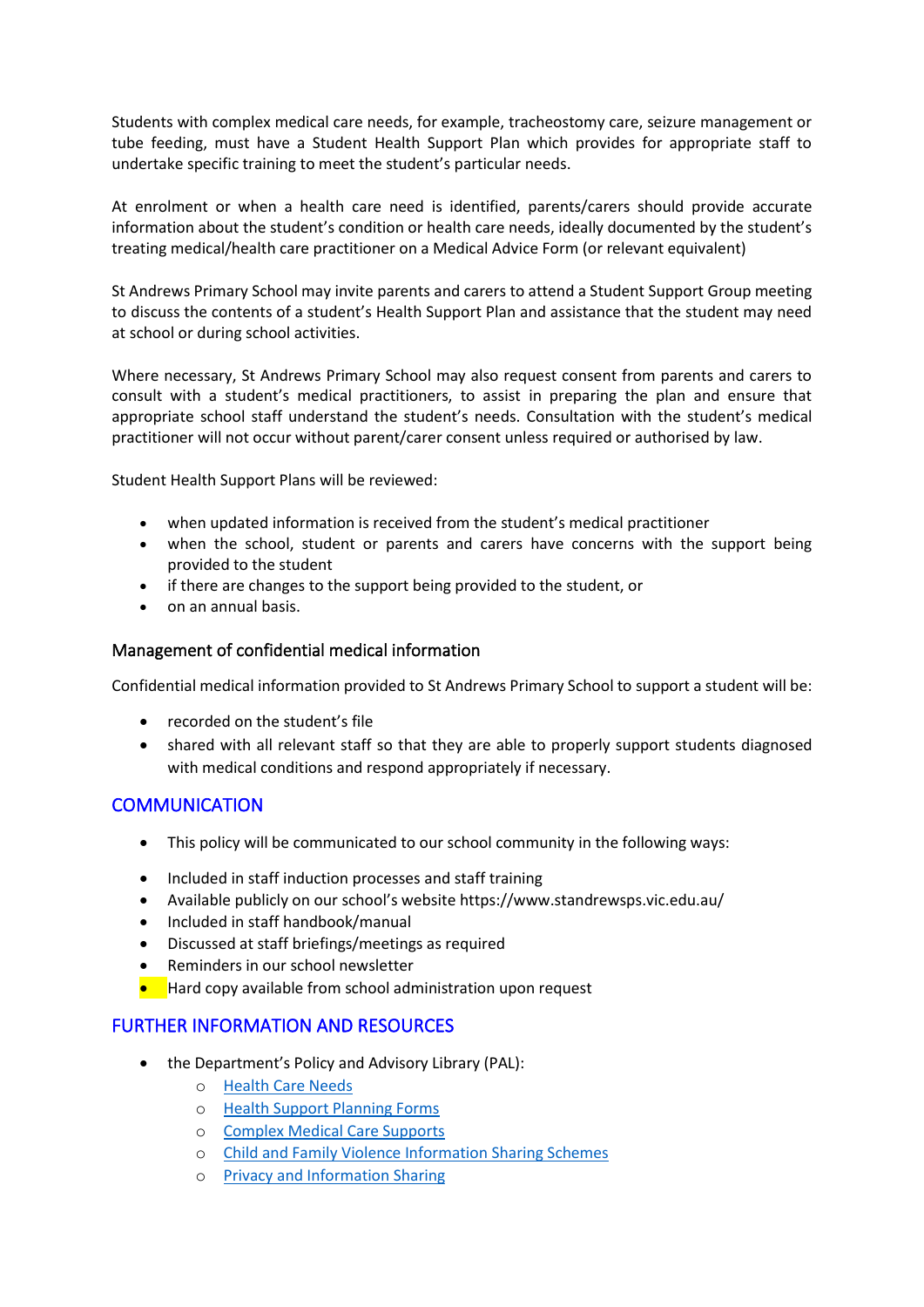Students with complex medical care needs, for example, tracheostomy care, seizure management or tube feeding, must have a Student Health Support Plan which provides for appropriate staff to undertake specific training to meet the student's particular needs.

At enrolment or when a health care need is identified, parents/carers should provide accurate information about the student's condition or health care needs, ideally documented by the student's treating medical/health care practitioner on a Medical Advice Form (or relevant equivalent)

St Andrews Primary School may invite parents and carers to attend a Student Support Group meeting to discuss the contents of a student's Health Support Plan and assistance that the student may need at school or during school activities.

Where necessary, St Andrews Primary School may also request consent from parents and carers to consult with a student's medical practitioners, to assist in preparing the plan and ensure that appropriate school staff understand the student's needs. Consultation with the student's medical practitioner will not occur without parent/carer consent unless required or authorised by law.

Student Health Support Plans will be reviewed:

- when updated information is received from the student's medical practitioner
- when the school, student or parents and carers have concerns with the support being provided to the student
- if there are changes to the support being provided to the student, or
- on an annual basis.

### Management of confidential medical information

Confidential medical information provided to St Andrews Primary School to support a student will be:

- recorded on the student's file
- shared with all relevant staff so that they are able to properly support students diagnosed with medical conditions and respond appropriately if necessary.

## COMMUNICATION

- This policy will be communicated to our school community in the following ways:

- Included in staff induction processes and staff training
- Available publicly on our school's website https://www.standrewsps.vic.edu.au/
- Included in staff handbook/manual
- Discussed at staff briefings/meetings as required
- Reminders in our school newsletter
- Hard copy available from school administration upon request

## FURTHER INFORMATION AND RESOURCES

- the Department's Policy and Advisory Library (PAL):
  - Health Care Needs
  - Health Support Planning Forms
  - Complex Medical Care Supports
  - Child and Family Violence Information Sharing Schemes
  - Privacy and Information Sharing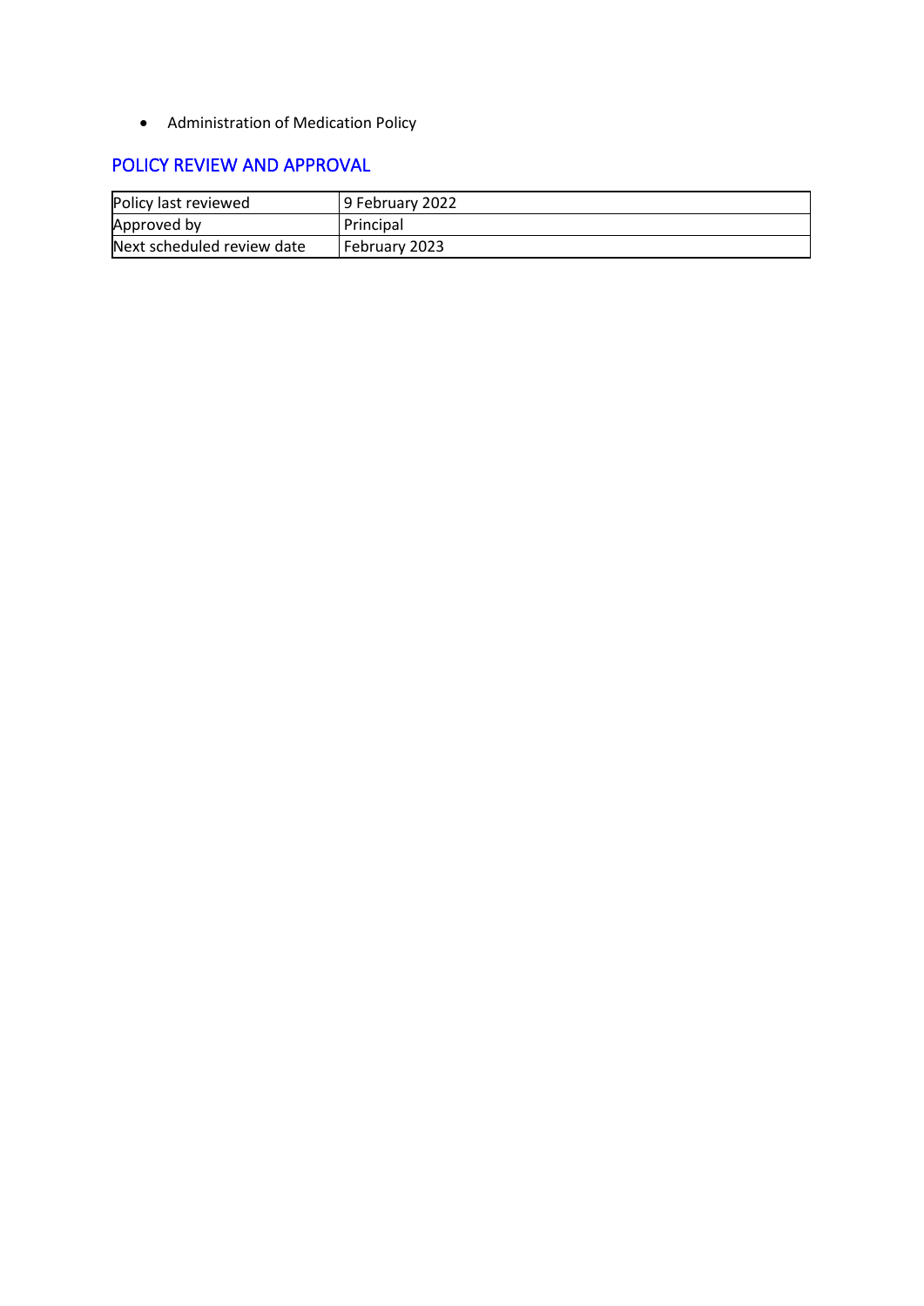- Administration of Medication Policy

## POLICY REVIEW AND APPROVAL

| | |
|---|---|
| Policy last reviewed | 9 February 2022 |
| Approved by | Principal |
| Next scheduled review date | February 2023 |